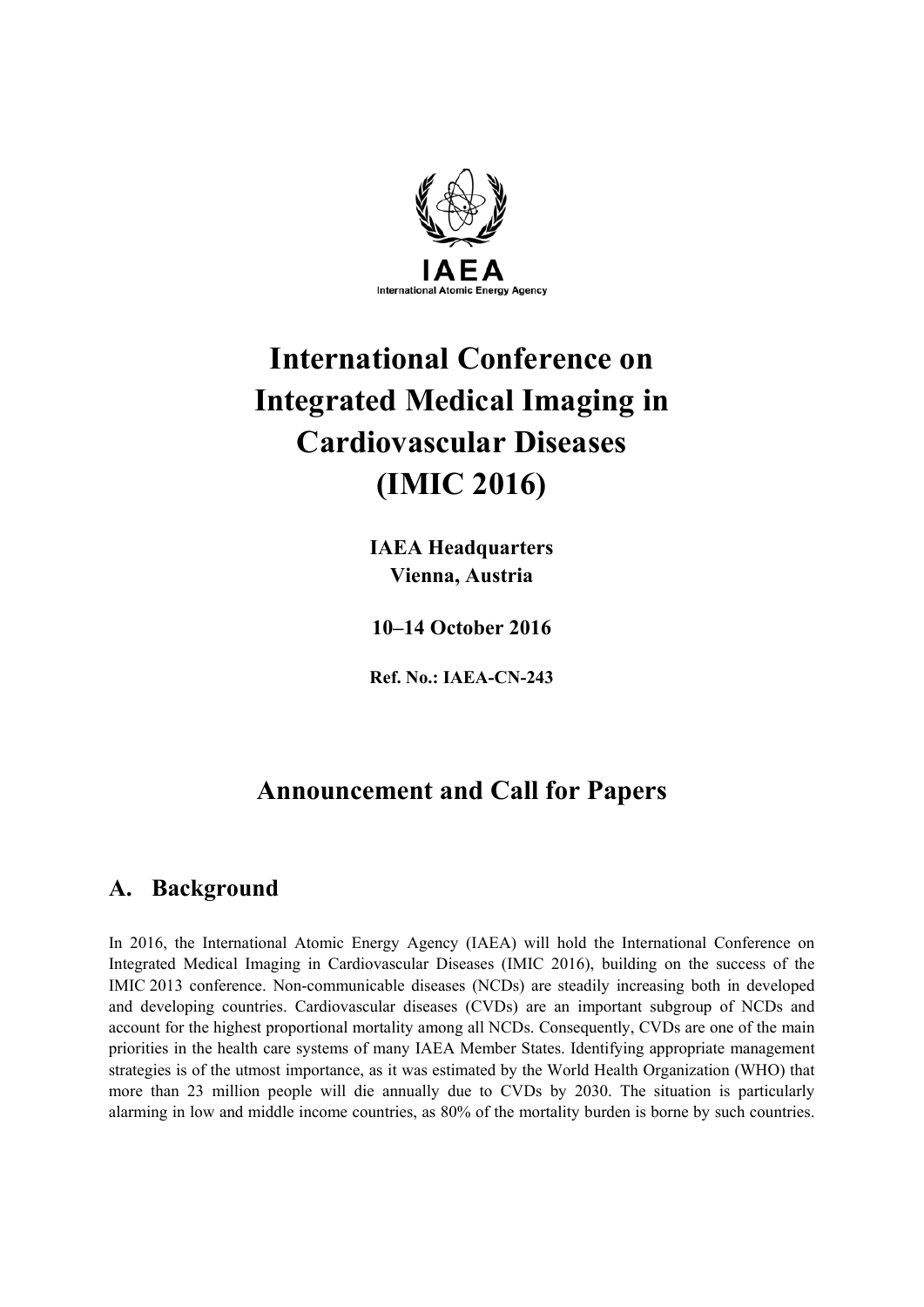IAEA

International Atomic Energy Agency

# International Conference on Integrated Medical Imaging in Cardiovascular Diseases (IMIC 2016)

**IAEA Headquarters**
**Vienna, Austria**

**10–14 October 2016**

**Ref. No.: IAEA-CN-243**

## Announcement and Call for Papers

## A. Background

In 2016, the International Atomic Energy Agency (IAEA) will hold the International Conference on Integrated Medical Imaging in Cardiovascular Diseases (IMIC 2016), building on the success of the IMIC 2013 conference. Non-communicable diseases (NCDs) are steadily increasing both in developed and developing countries. Cardiovascular diseases (CVDs) are an important subgroup of NCDs and account for the highest proportional mortality among all NCDs. Consequently, CVDs are one of the main priorities in the health care systems of many IAEA Member States. Identifying appropriate management strategies is of the utmost importance, as it was estimated by the World Health Organization (WHO) that more than 23 million people will die annually due to CVDs by 2030. The situation is particularly alarming in low and middle income countries, as 80% of the mortality burden is borne by such countries.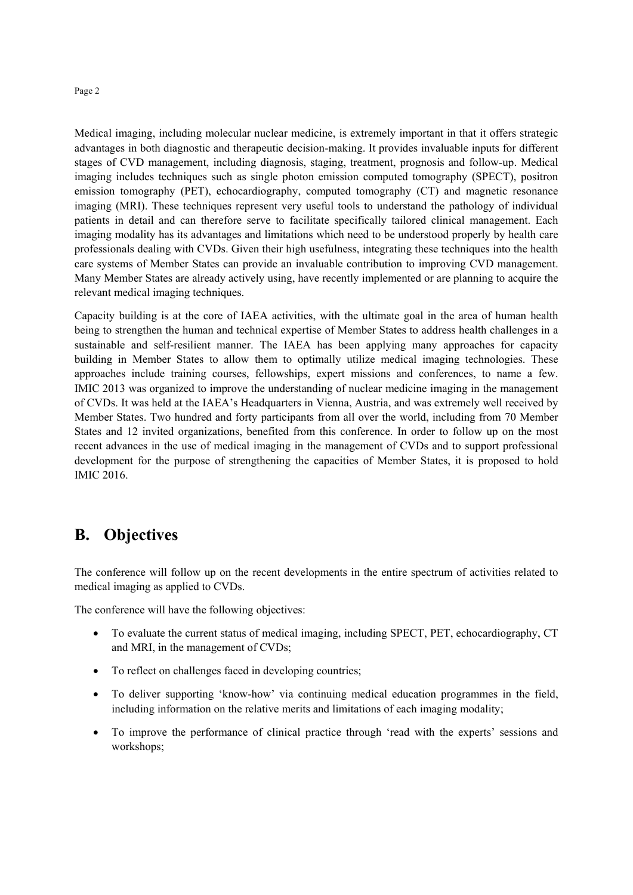Medical imaging, including molecular nuclear medicine, is extremely important in that it offers strategic advantages in both diagnostic and therapeutic decision-making. It provides invaluable inputs for different stages of CVD management, including diagnosis, staging, treatment, prognosis and follow-up. Medical imaging includes techniques such as single photon emission computed tomography (SPECT), positron emission tomography (PET), echocardiography, computed tomography (CT) and magnetic resonance imaging (MRI). These techniques represent very useful tools to understand the pathology of individual patients in detail and can therefore serve to facilitate specifically tailored clinical management. Each imaging modality has its advantages and limitations which need to be understood properly by health care professionals dealing with CVDs. Given their high usefulness, integrating these techniques into the health care systems of Member States can provide an invaluable contribution to improving CVD management. Many Member States are already actively using, have recently implemented or are planning to acquire the relevant medical imaging techniques.

Capacity building is at the core of IAEA activities, with the ultimate goal in the area of human health being to strengthen the human and technical expertise of Member States to address health challenges in a sustainable and self-resilient manner. The IAEA has been applying many approaches for capacity building in Member States to allow them to optimally utilize medical imaging technologies. These approaches include training courses, fellowships, expert missions and conferences, to name a few. IMIC 2013 was organized to improve the understanding of nuclear medicine imaging in the management of CVDs. It was held at the IAEA's Headquarters in Vienna, Austria, and was extremely well received by Member States. Two hundred and forty participants from all over the world, including from 70 Member States and 12 invited organizations, benefited from this conference. In order to follow up on the most recent advances in the use of medical imaging in the management of CVDs and to support professional development for the purpose of strengthening the capacities of Member States, it is proposed to hold IMIC 2016.

## B. Objectives

The conference will follow up on the recent developments in the entire spectrum of activities related to medical imaging as applied to CVDs.

The conference will have the following objectives:

- To evaluate the current status of medical imaging, including SPECT, PET, echocardiography, CT and MRI, in the management of CVDs;
- To reflect on challenges faced in developing countries;
- To deliver supporting 'know-how' via continuing medical education programmes in the field, including information on the relative merits and limitations of each imaging modality;
- To improve the performance of clinical practice through 'read with the experts' sessions and workshops;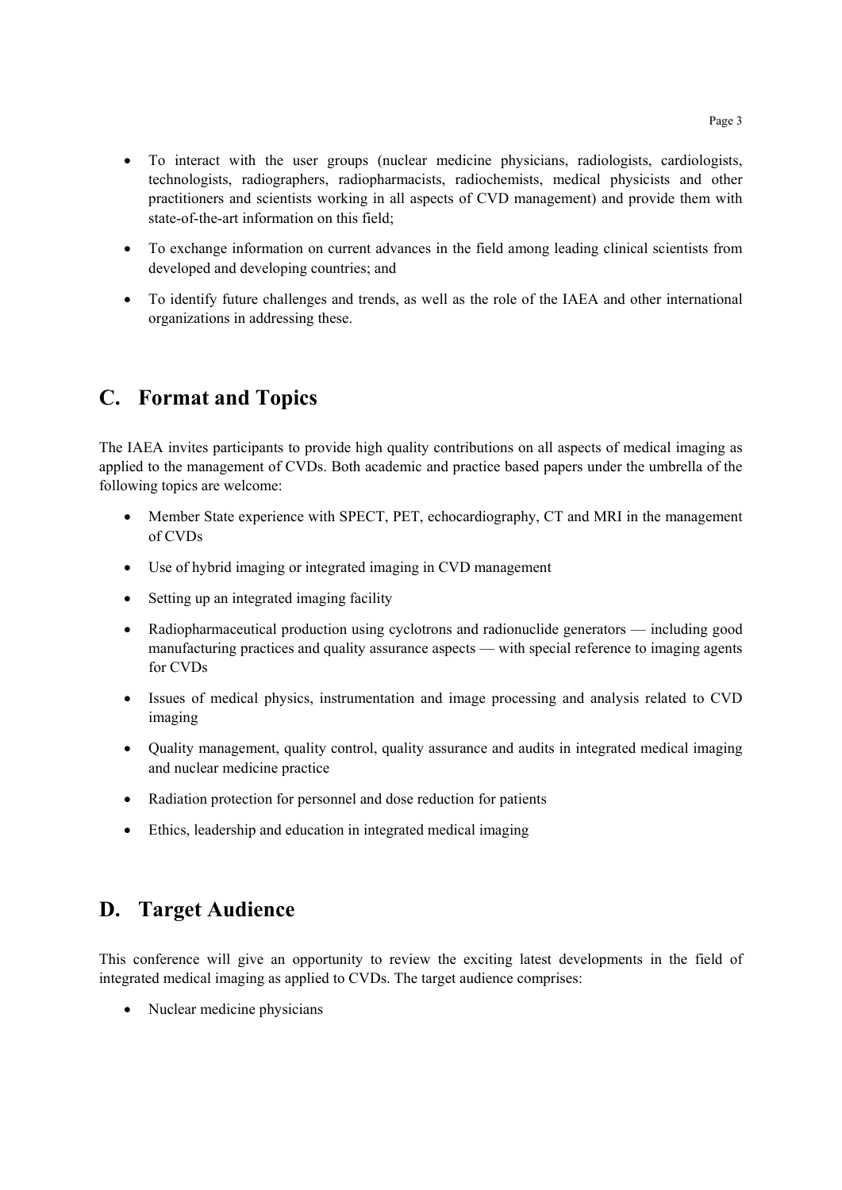- To interact with the user groups (nuclear medicine physicians, radiologists, cardiologists, technologists, radiographers, radiopharmacists, radiochemists, medical physicists and other practitioners and scientists working in all aspects of CVD management) and provide them with state-of-the-art information on this field;
- To exchange information on current advances in the field among leading clinical scientists from developed and developing countries; and
- To identify future challenges and trends, as well as the role of the IAEA and other international organizations in addressing these.

## C. Format and Topics

The IAEA invites participants to provide high quality contributions on all aspects of medical imaging as applied to the management of CVDs. Both academic and practice based papers under the umbrella of the following topics are welcome:

- Member State experience with SPECT, PET, echocardiography, CT and MRI in the management of CVDs
- Use of hybrid imaging or integrated imaging in CVD management
- Setting up an integrated imaging facility
- Radiopharmaceutical production using cyclotrons and radionuclide generators — including good manufacturing practices and quality assurance aspects — with special reference to imaging agents for CVDs
- Issues of medical physics, instrumentation and image processing and analysis related to CVD imaging
- Quality management, quality control, quality assurance and audits in integrated medical imaging and nuclear medicine practice
- Radiation protection for personnel and dose reduction for patients
- Ethics, leadership and education in integrated medical imaging

## D. Target Audience

This conference will give an opportunity to review the exciting latest developments in the field of integrated medical imaging as applied to CVDs. The target audience comprises:

- Nuclear medicine physicians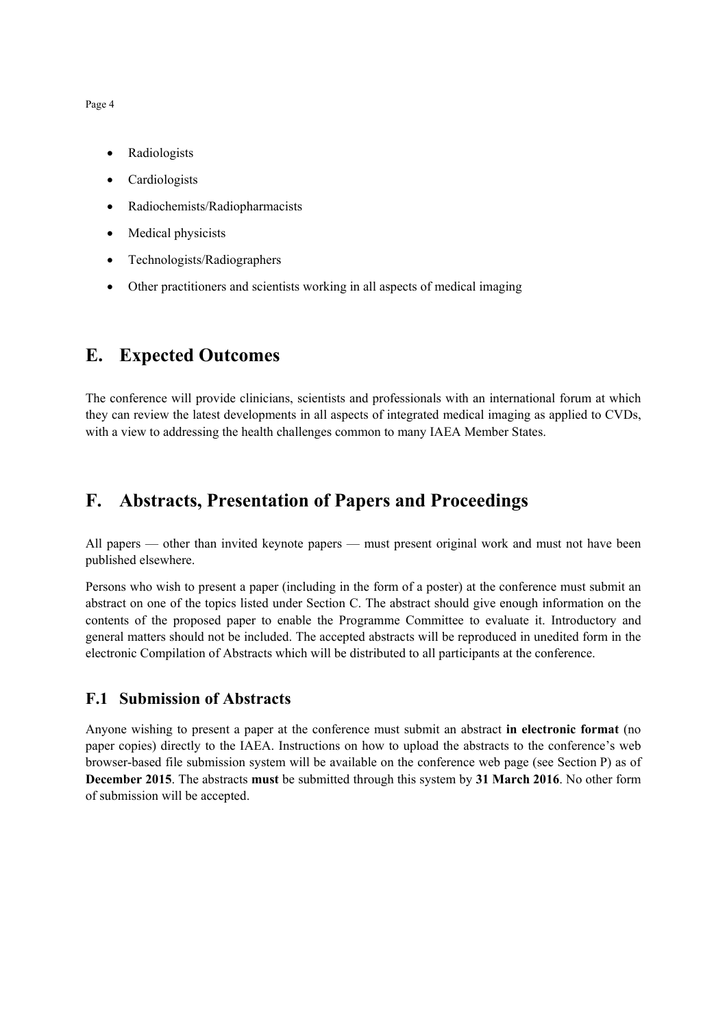- Radiologists
- Cardiologists
- Radiochemists/Radiopharmacists
- Medical physicists
- Technologists/Radiographers
- Other practitioners and scientists working in all aspects of medical imaging

## E. Expected Outcomes

The conference will provide clinicians, scientists and professionals with an international forum at which they can review the latest developments in all aspects of integrated medical imaging as applied to CVDs, with a view to addressing the health challenges common to many IAEA Member States.

## F. Abstracts, Presentation of Papers and Proceedings

All papers — other than invited keynote papers — must present original work and must not have been published elsewhere.

Persons who wish to present a paper (including in the form of a poster) at the conference must submit an abstract on one of the topics listed under Section C. The abstract should give enough information on the contents of the proposed paper to enable the Programme Committee to evaluate it. Introductory and general matters should not be included. The accepted abstracts will be reproduced in unedited form in the electronic Compilation of Abstracts which will be distributed to all participants at the conference.

### F.1 Submission of Abstracts

Anyone wishing to present a paper at the conference must submit an abstract **in electronic format** (no paper copies) directly to the IAEA. Instructions on how to upload the abstracts to the conference's web browser-based file submission system will be available on the conference web page (see Section P) as of **December 2015**. The abstracts **must** be submitted through this system by **31 March 2016**. No other form of submission will be accepted.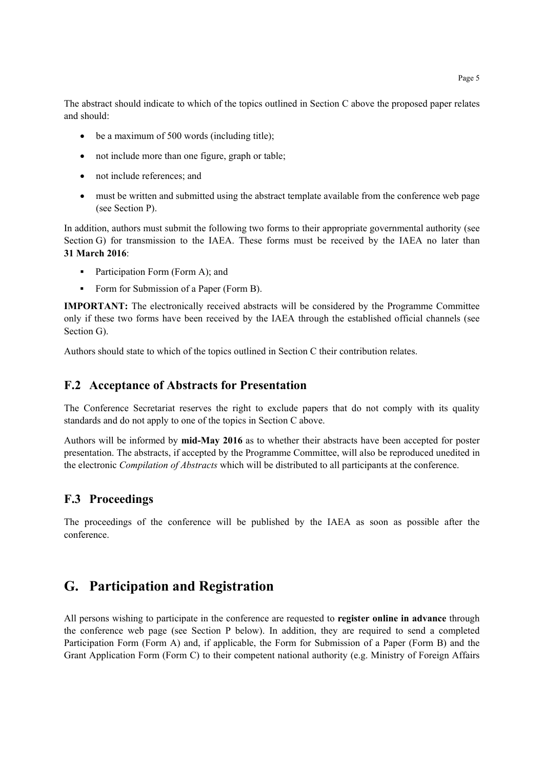The abstract should indicate to which of the topics outlined in Section C above the proposed paper relates and should:

- be a maximum of 500 words (including title);
- not include more than one figure, graph or table;
- not include references; and
- must be written and submitted using the abstract template available from the conference web page (see Section P).

In addition, authors must submit the following two forms to their appropriate governmental authority (see Section G) for transmission to the IAEA. These forms must be received by the IAEA no later than **31 March 2016**:

- Participation Form (Form A); and
- Form for Submission of a Paper (Form B).

**IMPORTANT:** The electronically received abstracts will be considered by the Programme Committee only if these two forms have been received by the IAEA through the established official channels (see Section G).

Authors should state to which of the topics outlined in Section C their contribution relates.

## F.2 Acceptance of Abstracts for Presentation

The Conference Secretariat reserves the right to exclude papers that do not comply with its quality standards and do not apply to one of the topics in Section C above.

Authors will be informed by **mid-May 2016** as to whether their abstracts have been accepted for poster presentation. The abstracts, if accepted by the Programme Committee, will also be reproduced unedited in the electronic *Compilation of Abstracts* which will be distributed to all participants at the conference.

## F.3 Proceedings

The proceedings of the conference will be published by the IAEA as soon as possible after the conference.

# G. Participation and Registration

All persons wishing to participate in the conference are requested to **register online in advance** through the conference web page (see Section P below). In addition, they are required to send a completed Participation Form (Form A) and, if applicable, the Form for Submission of a Paper (Form B) and the Grant Application Form (Form C) to their competent national authority (e.g. Ministry of Foreign Affairs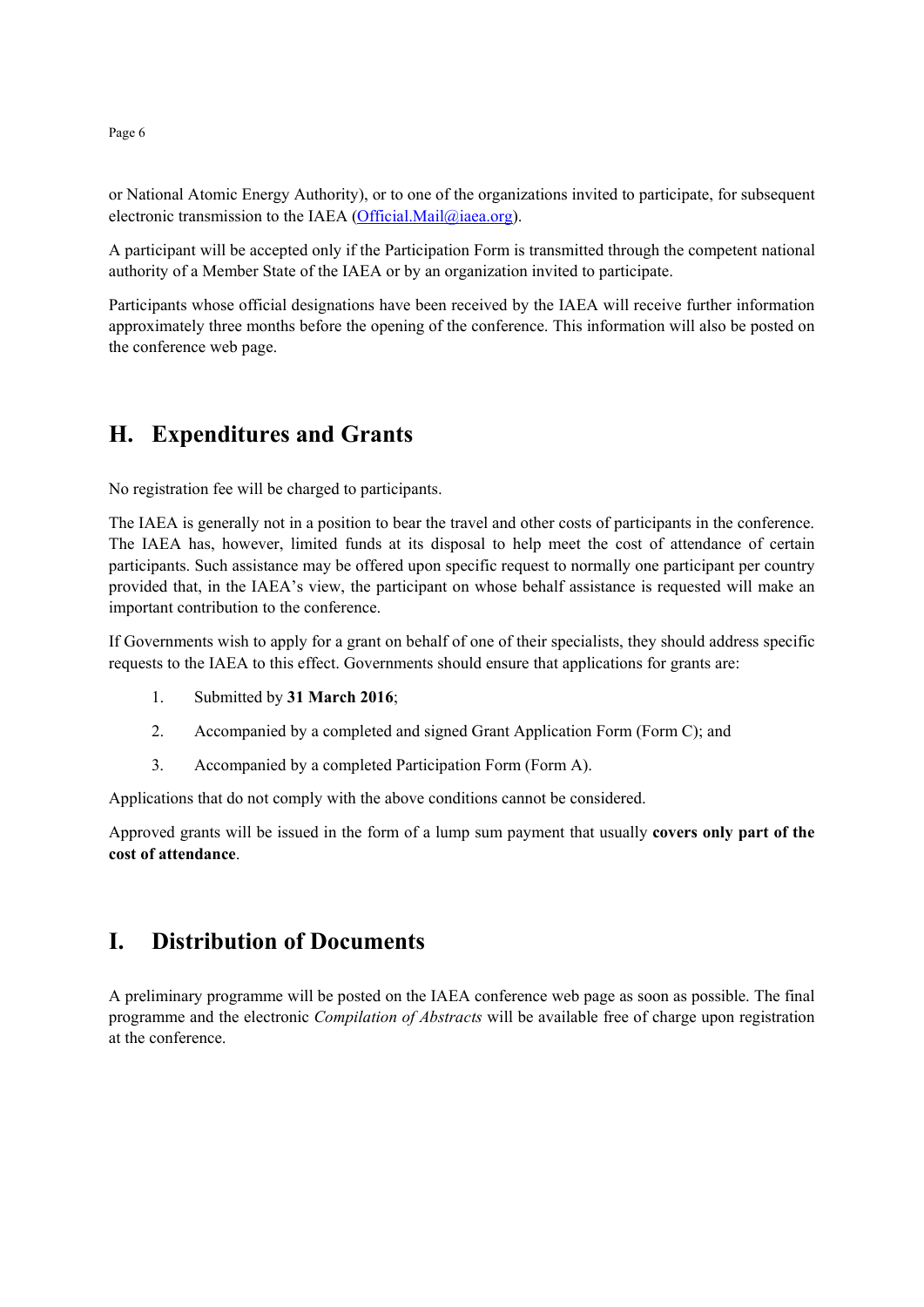or National Atomic Energy Authority), or to one of the organizations invited to participate, for subsequent electronic transmission to the IAEA (Official.Mail@iaea.org).

A participant will be accepted only if the Participation Form is transmitted through the competent national authority of a Member State of the IAEA or by an organization invited to participate.

Participants whose official designations have been received by the IAEA will receive further information approximately three months before the opening of the conference. This information will also be posted on the conference web page.

## H. Expenditures and Grants

No registration fee will be charged to participants.

The IAEA is generally not in a position to bear the travel and other costs of participants in the conference. The IAEA has, however, limited funds at its disposal to help meet the cost of attendance of certain participants. Such assistance may be offered upon specific request to normally one participant per country provided that, in the IAEA's view, the participant on whose behalf assistance is requested will make an important contribution to the conference.

If Governments wish to apply for a grant on behalf of one of their specialists, they should address specific requests to the IAEA to this effect. Governments should ensure that applications for grants are:

1. Submitted by **31 March 2016**;
2. Accompanied by a completed and signed Grant Application Form (Form C); and
3. Accompanied by a completed Participation Form (Form A).

Applications that do not comply with the above conditions cannot be considered.

Approved grants will be issued in the form of a lump sum payment that usually **covers only part of the cost of attendance**.

## I. Distribution of Documents

A preliminary programme will be posted on the IAEA conference web page as soon as possible. The final programme and the electronic *Compilation of Abstracts* will be available free of charge upon registration at the conference.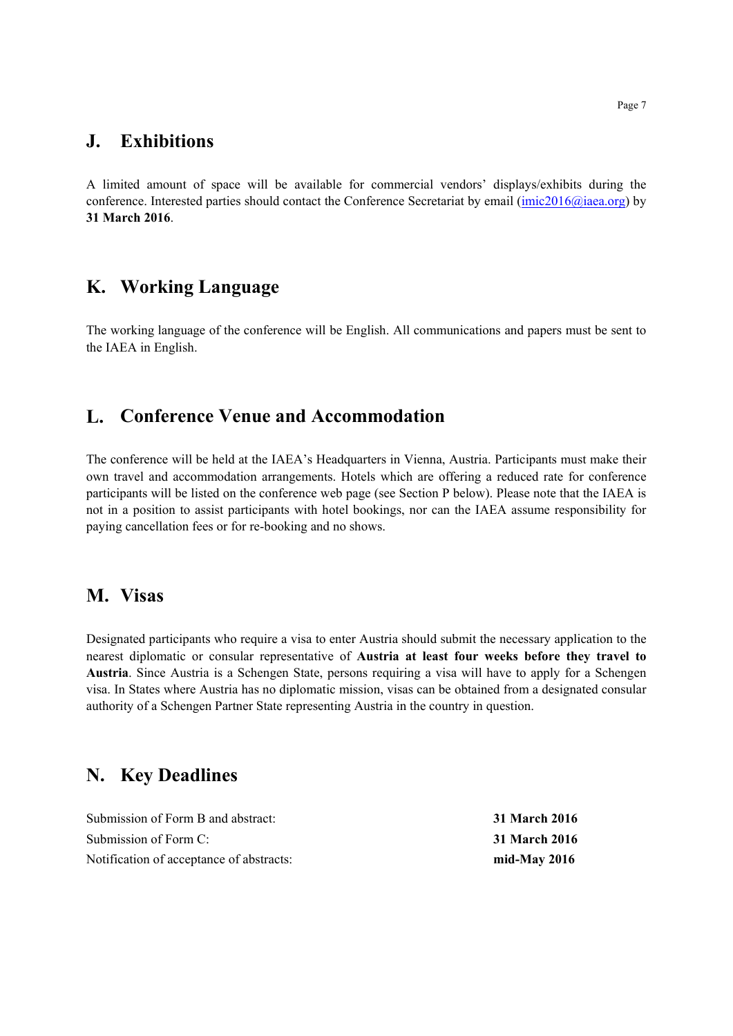## J. Exhibitions

A limited amount of space will be available for commercial vendors' displays/exhibits during the conference. Interested parties should contact the Conference Secretariat by email (imic2016@iaea.org) by **31 March 2016**.

## K. Working Language

The working language of the conference will be English. All communications and papers must be sent to the IAEA in English.

## L. Conference Venue and Accommodation

The conference will be held at the IAEA's Headquarters in Vienna, Austria. Participants must make their own travel and accommodation arrangements. Hotels which are offering a reduced rate for conference participants will be listed on the conference web page (see Section P below). Please note that the IAEA is not in a position to assist participants with hotel bookings, nor can the IAEA assume responsibility for paying cancellation fees or for re-booking and no shows.

## M. Visas

Designated participants who require a visa to enter Austria should submit the necessary application to the nearest diplomatic or consular representative of **Austria at least four weeks before they travel to Austria**. Since Austria is a Schengen State, persons requiring a visa will have to apply for a Schengen visa. In States where Austria has no diplomatic mission, visas can be obtained from a designated consular authority of a Schengen Partner State representing Austria in the country in question.

## N. Key Deadlines

| | |
|---|---|
| Submission of Form B and abstract: | **31 March 2016** |
| Submission of Form C: | **31 March 2016** |
| Notification of acceptance of abstracts: | **mid-May 2016** |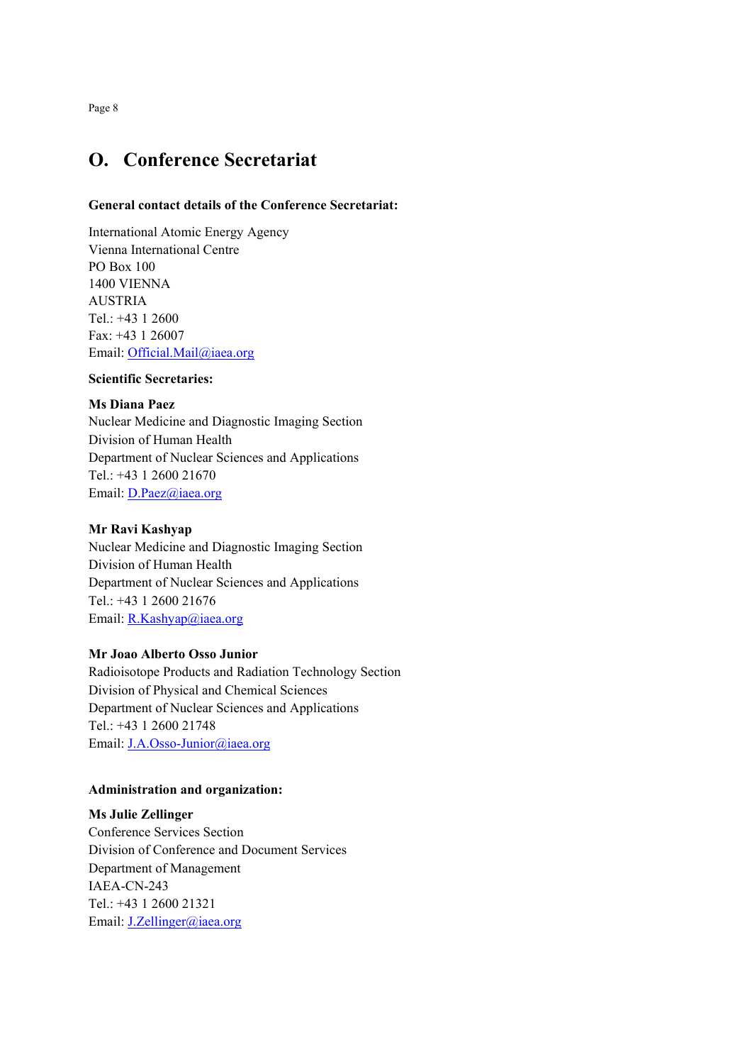# O. Conference Secretariat

**General contact details of the Conference Secretariat:**

International Atomic Energy Agency
Vienna International Centre
PO Box 100
1400 VIENNA
AUSTRIA
Tel.: +43 1 2600
Fax: +43 1 26007
Email: Official.Mail@iaea.org

**Scientific Secretaries:**

**Ms Diana Paez**
Nuclear Medicine and Diagnostic Imaging Section
Division of Human Health
Department of Nuclear Sciences and Applications
Tel.: +43 1 2600 21670
Email: D.Paez@iaea.org

**Mr Ravi Kashyap**
Nuclear Medicine and Diagnostic Imaging Section
Division of Human Health
Department of Nuclear Sciences and Applications
Tel.: +43 1 2600 21676
Email: R.Kashyap@iaea.org

**Mr Joao Alberto Osso Junior**
Radioisotope Products and Radiation Technology Section
Division of Physical and Chemical Sciences
Department of Nuclear Sciences and Applications
Tel.: +43 1 2600 21748
Email: J.A.Osso-Junior@iaea.org

**Administration and organization:**

**Ms Julie Zellinger**
Conference Services Section
Division of Conference and Document Services
Department of Management
IAEA-CN-243
Tel.: +43 1 2600 21321
Email: J.Zellinger@iaea.org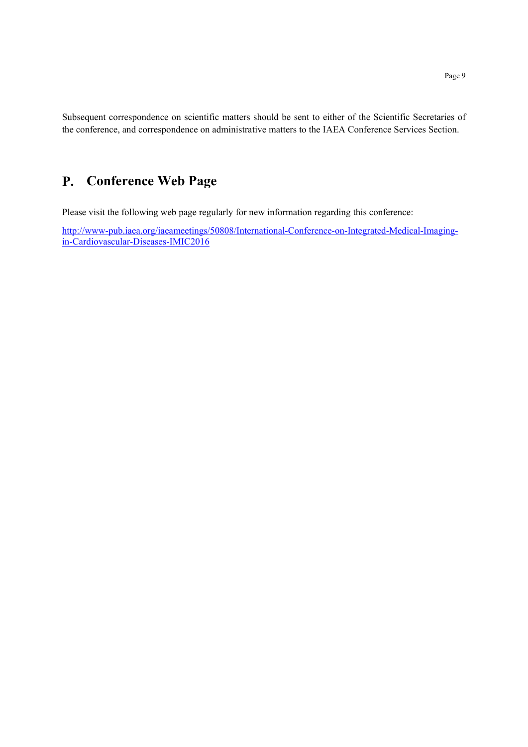Subsequent correspondence on scientific matters should be sent to either of the Scientific Secretaries of the conference, and correspondence on administrative matters to the IAEA Conference Services Section.

## P. Conference Web Page

Please visit the following web page regularly for new information regarding this conference:

http://www-pub.iaea.org/iaeameetings/50808/International-Conference-on-Integrated-Medical-Imaging-in-Cardiovascular-Diseases-IMIC2016